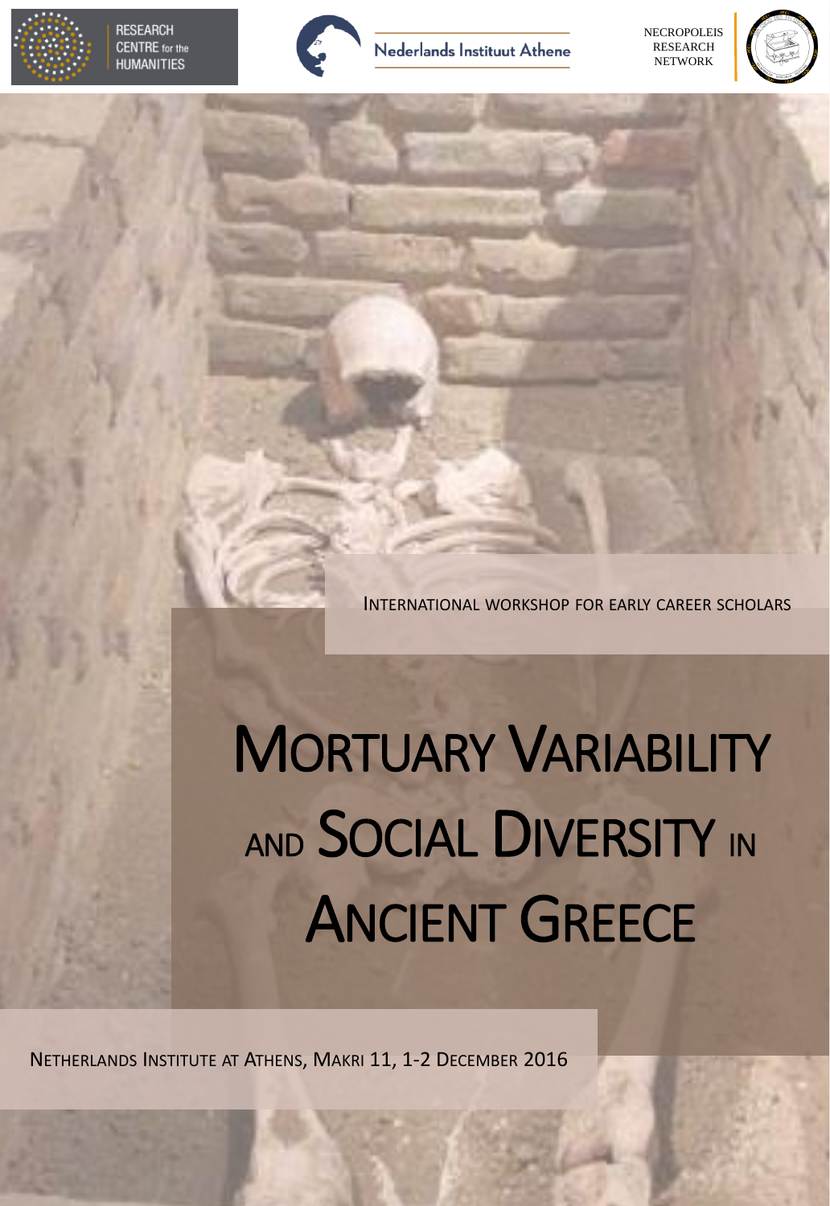RESEARCH CENTRE for the HUMANITIES

Nederlands Instituut Athene

NECROPOLEIS RESEARCH NETWORK

INTERNATIONAL WORKSHOP FOR EARLY CAREER SCHOLARS

# MORTUARY VARIABILITY AND SOCIAL DIVERSITY IN ANCIENT GREECE

NETHERLANDS INSTITUTE AT ATHENS, MAKRI 11, 1-2 DECEMBER 2016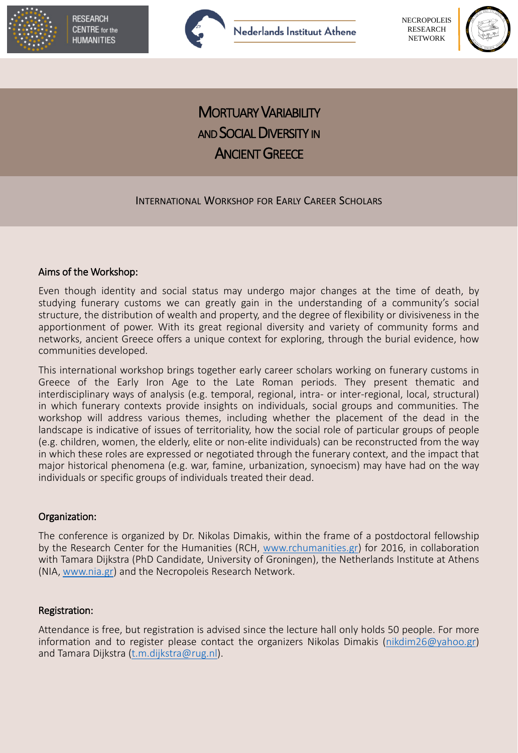RESEARCH CENTRE for the HUMANITIES

Nederlands Instituut Athene

NECROPOLEIS RESEARCH NETWORK

# Mortuary Variability and Social Diversity in Ancient Greece

## International Workshop for Early Career Scholars

### Aims of the Workshop:

Even though identity and social status may undergo major changes at the time of death, by studying funerary customs we can greatly gain in the understanding of a community's social structure, the distribution of wealth and property, and the degree of flexibility or divisiveness in the apportionment of power. With its great regional diversity and variety of community forms and networks, ancient Greece offers a unique context for exploring, through the burial evidence, how communities developed.

This international workshop brings together early career scholars working on funerary customs in Greece of the Early Iron Age to the Late Roman periods. They present thematic and interdisciplinary ways of analysis (e.g. temporal, regional, intra- or inter-regional, local, structural) in which funerary contexts provide insights on individuals, social groups and communities. The workshop will address various themes, including whether the placement of the dead in the landscape is indicative of issues of territoriality, how the social role of particular groups of people (e.g. children, women, the elderly, elite or non-elite individuals) can be reconstructed from the way in which these roles are expressed or negotiated through the funerary context, and the impact that major historical phenomena (e.g. war, famine, urbanization, synoecism) may have had on the way individuals or specific groups of individuals treated their dead.

### Organization:

The conference is organized by Dr. Nikolas Dimakis, within the frame of a postdoctoral fellowship by the Research Center for the Humanities (RCH, www.rchumanities.gr) for 2016, in collaboration with Tamara Dijkstra (PhD Candidate, University of Groningen), the Netherlands Institute at Athens (NIA, www.nia.gr) and the Necropoleis Research Network.

### Registration:

Attendance is free, but registration is advised since the lecture hall only holds 50 people. For more information and to register please contact the organizers Nikolas Dimakis (nikdim26@yahoo.gr) and Tamara Dijkstra (t.m.dijkstra@rug.nl).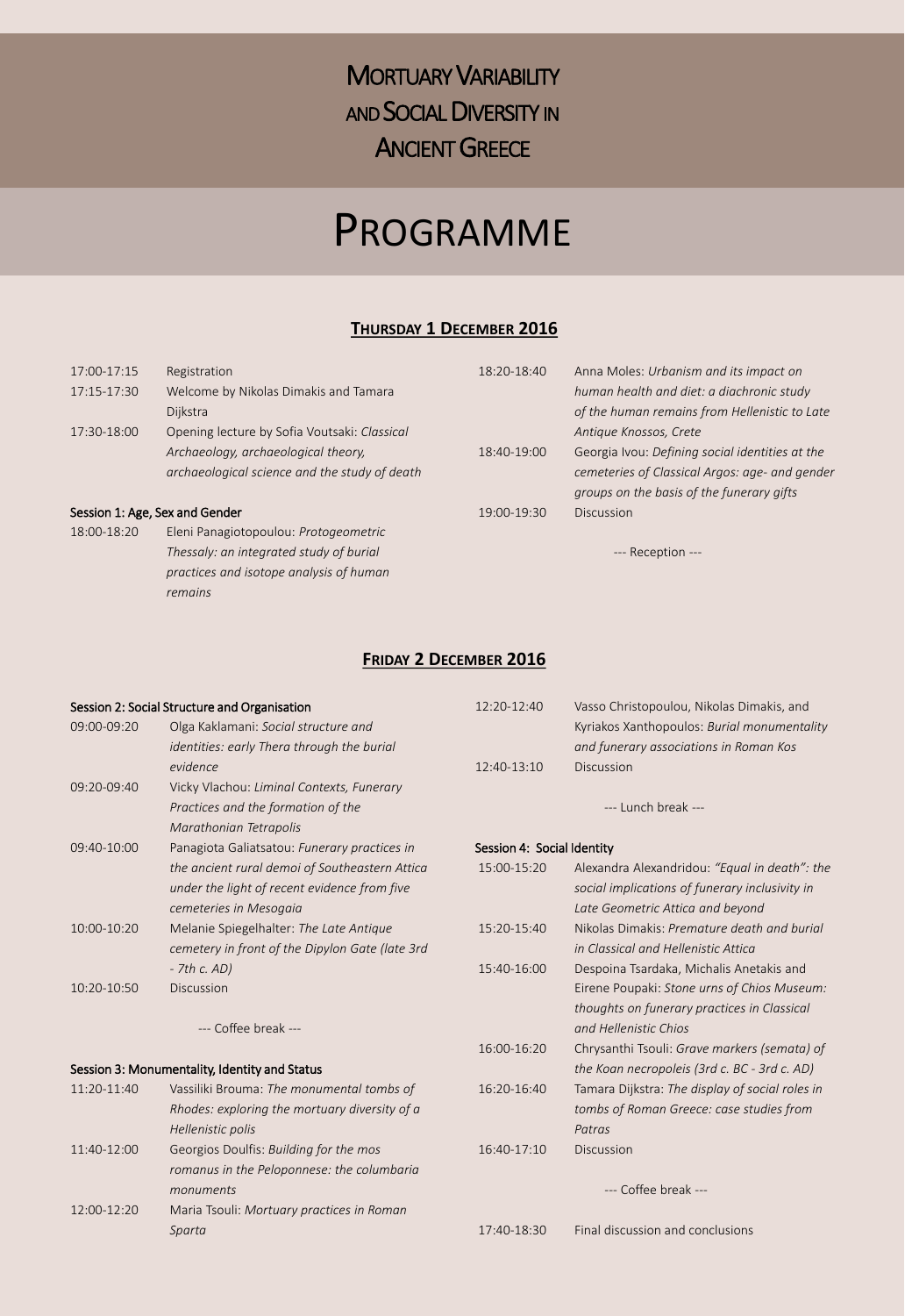# Mortuary Variability and Social Diversity in Ancient Greece

# Programme

## Thursday 1 December 2016

17:00-17:15 Registration

17:15-17:30 Welcome by Nikolas Dimakis and Tamara Dijkstra

17:30-18:00 Opening lecture by Sofia Voutsaki: *Classical Archaeology, archaeological theory, archaeological science and the study of death*

### Session 1: Age, Sex and Gender

18:00-18:20 Eleni Panagiotopoulou: *Protogeometric Thessaly: an integrated study of burial practices and isotope analysis of human remains*

18:20-18:40 Anna Moles: *Urbanism and its impact on human health and diet: a diachronic study of the human remains from Hellenistic to Late Antique Knossos, Crete*

18:40-19:00 Georgia Ivou: *Defining social identities at the cemeteries of Classical Argos: age- and gender groups on the basis of the funerary gifts*

19:00-19:30 Discussion

--- Reception ---

## Friday 2 December 2016

### Session 2: Social Structure and Organisation

09:00-09:20 Olga Kaklamani: *Social structure and identities: early Thera through the burial evidence*

09:20-09:40 Vicky Vlachou: *Liminal Contexts, Funerary Practices and the formation of the Marathonian Tetrapolis*

09:40-10:00 Panagiota Galiatsatou: *Funerary practices in the ancient rural demoi of Southeastern Attica under the light of recent evidence from five cemeteries in Mesogaia*

10:00-10:20 Melanie Spiegelhalter: *The Late Antique cemetery in front of the Dipylon Gate (late 3rd - 7th c. AD)*

10:20-10:50 Discussion

--- Coffee break ---

### Session 3: Monumentality, Identity and Status

11:20-11:40 Vassiliki Brouma: *The monumental tombs of Rhodes: exploring the mortuary diversity of a Hellenistic polis*

11:40-12:00 Georgios Doulfis: *Building for the mos romanus in the Peloponnese: the columbaria monuments*

12:00-12:20 Maria Tsouli: *Mortuary practices in Roman Sparta*

12:20-12:40 Vasso Christopoulou, Nikolas Dimakis, and Kyriakos Xanthopoulos: *Burial monumentality and funerary associations in Roman Kos*

12:40-13:10 Discussion

--- Lunch break ---

### Session 4: Social Identity

15:00-15:20 Alexandra Alexandridou: *"Equal in death": the social implications of funerary inclusivity in Late Geometric Attica and beyond*

15:20-15:40 Nikolas Dimakis: *Premature death and burial in Classical and Hellenistic Attica*

15:40-16:00 Despoina Tsardaka, Michalis Anetakis and Eirene Poupaki: *Stone urns of Chios Museum: thoughts on funerary practices in Classical and Hellenistic Chios*

16:00-16:20 Chrysanthi Tsouli: *Grave markers (semata) of the Koan necropoleis (3rd c. BC - 3rd c. AD)*

16:20-16:40 Tamara Dijkstra: *The display of social roles in tombs of Roman Greece: case studies from Patras*

16:40-17:10 Discussion

--- Coffee break ---

17:40-18:30 Final discussion and conclusions